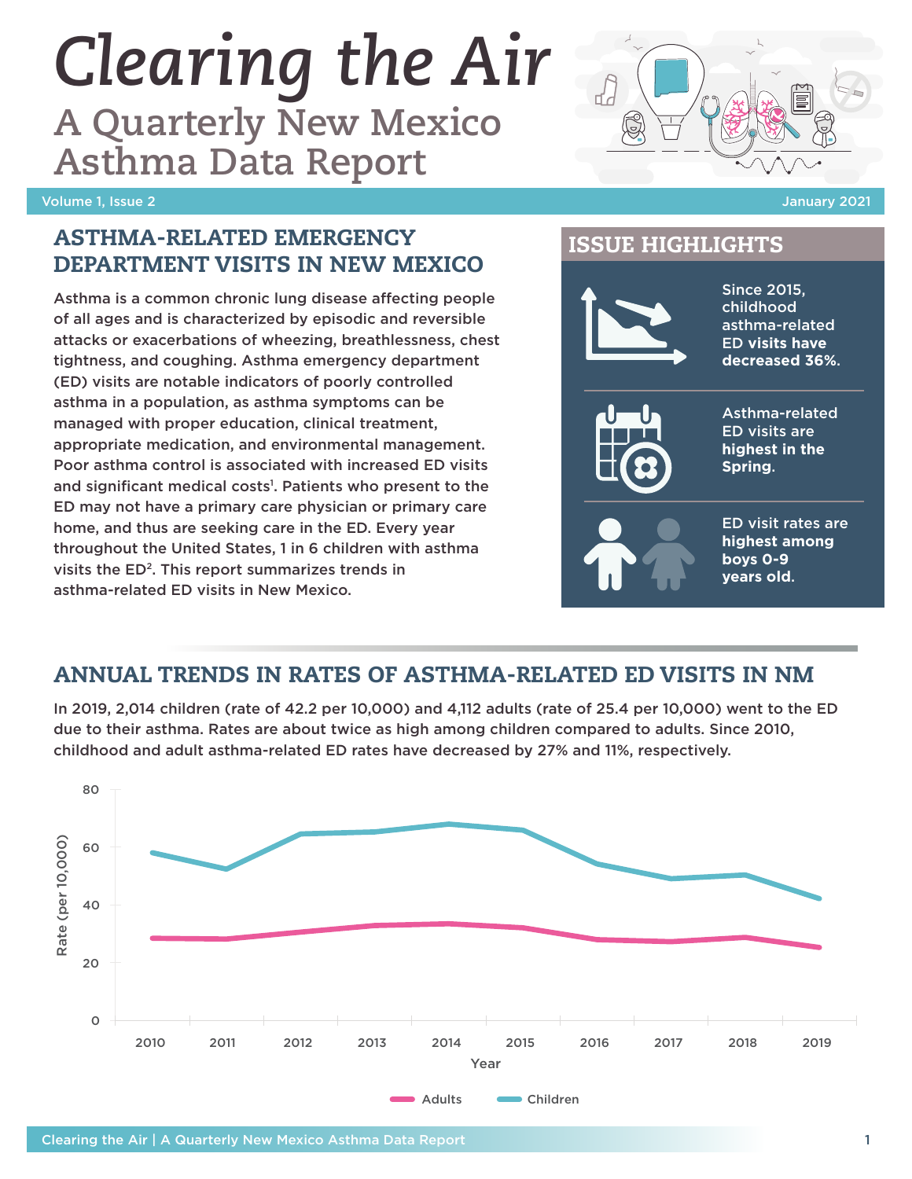# Clearing the Air

## A Quarterly New Mexico Asthma Data Report

Volume 1, Issue 2 | January 2021

## ASTHMA-RELATED EMERGENCY DEPARTMENT VISITS IN NEW MEXICO

Asthma is a common chronic lung disease affecting people of all ages and is characterized by episodic and reversible attacks or exacerbations of wheezing, breathlessness, chest tightness, and coughing. Asthma emergency department (ED) visits are notable indicators of poorly controlled asthma in a population, as asthma symptoms can be managed with proper education, clinical treatment, appropriate medication, and environmental management. Poor asthma control is associated with increased ED visits and significant medical costs[1]. Patients who present to the ED may not have a primary care physician or primary care home, and thus are seeking care in the ED. Every year throughout the United States, 1 in 6 children with asthma visits the ED[2]. This report summarizes trends in asthma-related ED visits in New Mexico.

## ISSUE HIGHLIGHTS

- Since 2015, childhood asthma-related ED visits have **decreased 36%.**
- Asthma-related ED visits are **highest in the Spring.**
- ED visit rates are **highest among boys 0-9 years old.**

## ANNUAL TRENDS IN RATES OF ASTHMA-RELATED ED VISITS IN NM

In 2019, 2,014 children (rate of 42.2 per 10,000) and 4,112 adults (rate of 25.4 per 10,000) went to the ED due to their asthma. Rates are about twice as high among children compared to adults. Since 2010, childhood and adult asthma-related ED rates have decreased by 27% and 11%, respectively.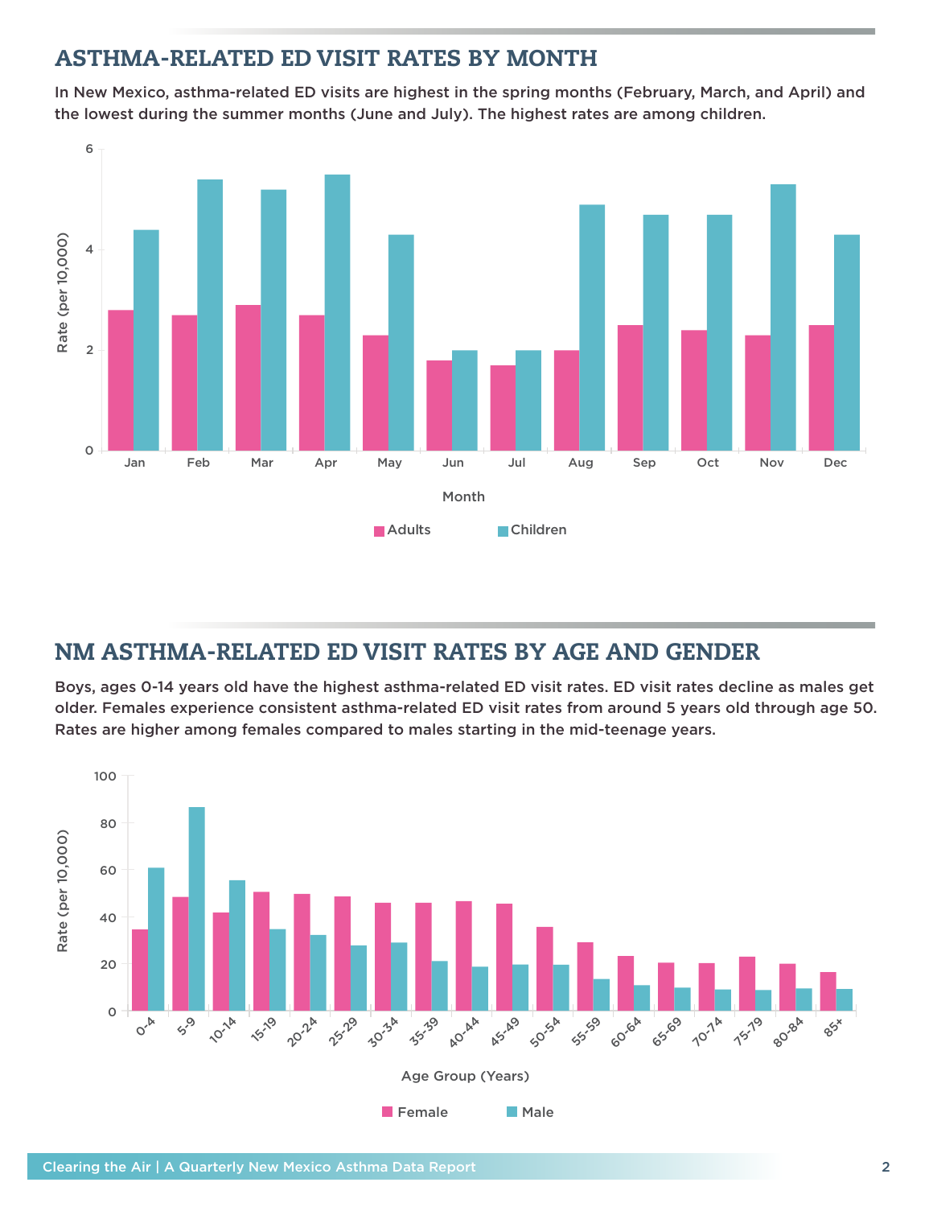## ASTHMA-RELATED ED VISIT RATES BY MONTH

**In New Mexico, asthma-related ED visits are highest in the spring months (February, March, and April) and the lowest during the summer months (June and July). The highest rates are among children.**

## NM ASTHMA-RELATED ED VISIT RATES BY AGE AND GENDER

**Boys, ages 0-14 years old have the highest asthma-related ED visit rates. ED visit rates decline as males get older. Females experience consistent asthma-related ED visit rates from around 5 years old through age 50. Rates are higher among females compared to males starting in the mid-teenage years.**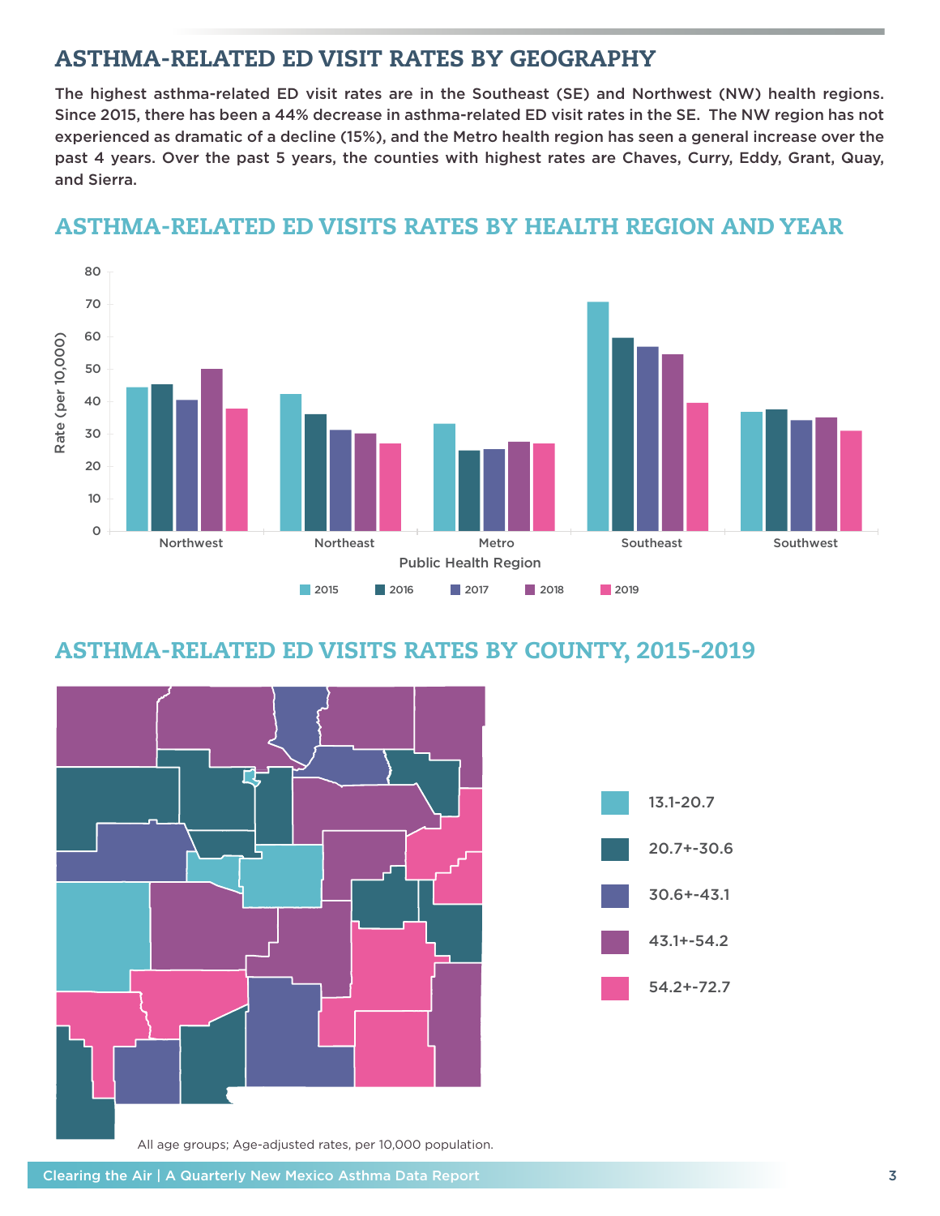## ASTHMA-RELATED ED VISIT RATES BY GEOGRAPHY

**The highest asthma-related ED visit rates are in the Southeast (SE) and Northwest (NW) health regions. Since 2015, there has been a 44% decrease in asthma-related ED visit rates in the SE. The NW region has not experienced as dramatic of a decline (15%), and the Metro health region has seen a general increase over the past 4 years. Over the past 5 years, the counties with highest rates are Chaves, Curry, Eddy, Grant, Quay, and Sierra.**

## ASTHMA-RELATED ED VISITS RATES BY HEALTH REGION AND YEAR

## ASTHMA-RELATED ED VISITS RATES BY COUNTY, 2015-2019

All age groups; Age-adjusted rates, per 10,000 population.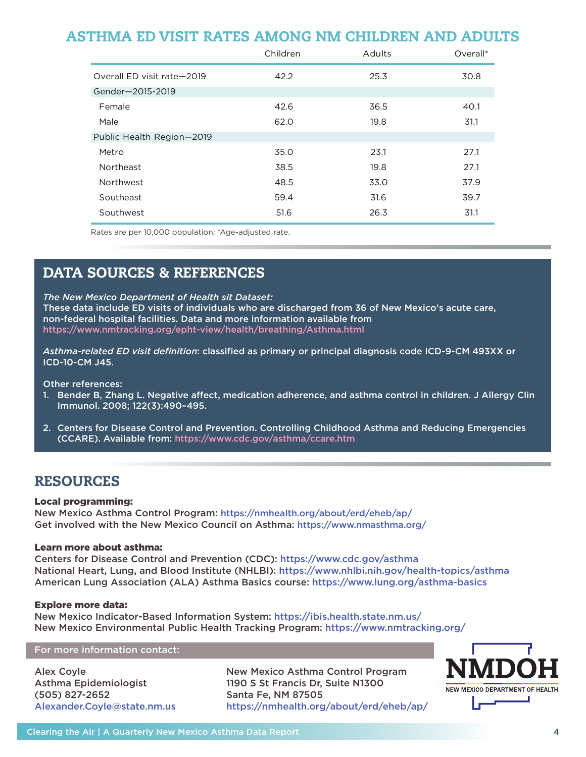## ASTHMA ED VISIT RATES AMONG NM CHILDREN AND ADULTS

| | Children | Adults | Overall* |
|---|---|---|---|
| Overall ED visit rate—2019 | 42.2 | 25.3 | 30.8 |
| Gender—2015-2019 | | | |
| Female | 42.6 | 36.5 | 40.1 |
| Male | 62.0 | 19.8 | 31.1 |
| Public Health Region—2019 | | | |
| Metro | 35.0 | 23.1 | 27.1 |
| Northeast | 38.5 | 19.8 | 27.1 |
| Northwest | 48.5 | 33.0 | 37.9 |
| Southeast | 59.4 | 31.6 | 39.7 |
| Southwest | 51.6 | 26.3 | 31.1 |

Rates are per 10,000 population; *Age-adjusted rate.

## DATA SOURCES & REFERENCES

*The New Mexico Department of Health sit Dataset:*
These data include ED visits of individuals who are discharged from 36 of New Mexico's acute care, non-federal hospital facilities. Data and more information available from https://www.nmtracking.org/epht-view/health/breathing/Asthma.html

*Asthma-related ED visit definition*: classified as primary or principal diagnosis code ICD-9-CM 493XX or ICD-10-CM J45.

Other references:

1. Bender B, Zhang L. Negative affect, medication adherence, and asthma control in children. J Allergy Clin Immunol. 2008; 122(3):490–495.
2. Centers for Disease Control and Prevention. Controlling Childhood Asthma and Reducing Emergencies (CCARE). Available from: https://www.cdc.gov/asthma/ccare.htm

## RESOURCES

**Local programming:**
New Mexico Asthma Control Program: https://nmhealth.org/about/erd/eheb/ap/
Get involved with the New Mexico Council on Asthma: https://www.nmasthma.org/

**Learn more about asthma:**
Centers for Disease Control and Prevention (CDC): https://www.cdc.gov/asthma
National Heart, Lung, and Blood Institute (NHLBI): https://www.nhlbi.nih.gov/health-topics/asthma
American Lung Association (ALA) Asthma Basics course: https://www.lung.org/asthma-basics

**Explore more data:**
New Mexico Indicator-Based Information System: https://ibis.health.state.nm.us/
New Mexico Environmental Public Health Tracking Program: https://www.nmtracking.org/

**For more information contact:**

Alex Coyle
Asthma Epidemiologist
(505) 827-2652
Alexander.Coyle@state.nm.us

New Mexico Asthma Control Program
1190 S St Francis Dr, Suite N1300
Santa Fe, NM 87505
https://nmhealth.org/about/erd/eheb/ap/

NMDOH
NEW MEXICO DEPARTMENT OF HEALTH